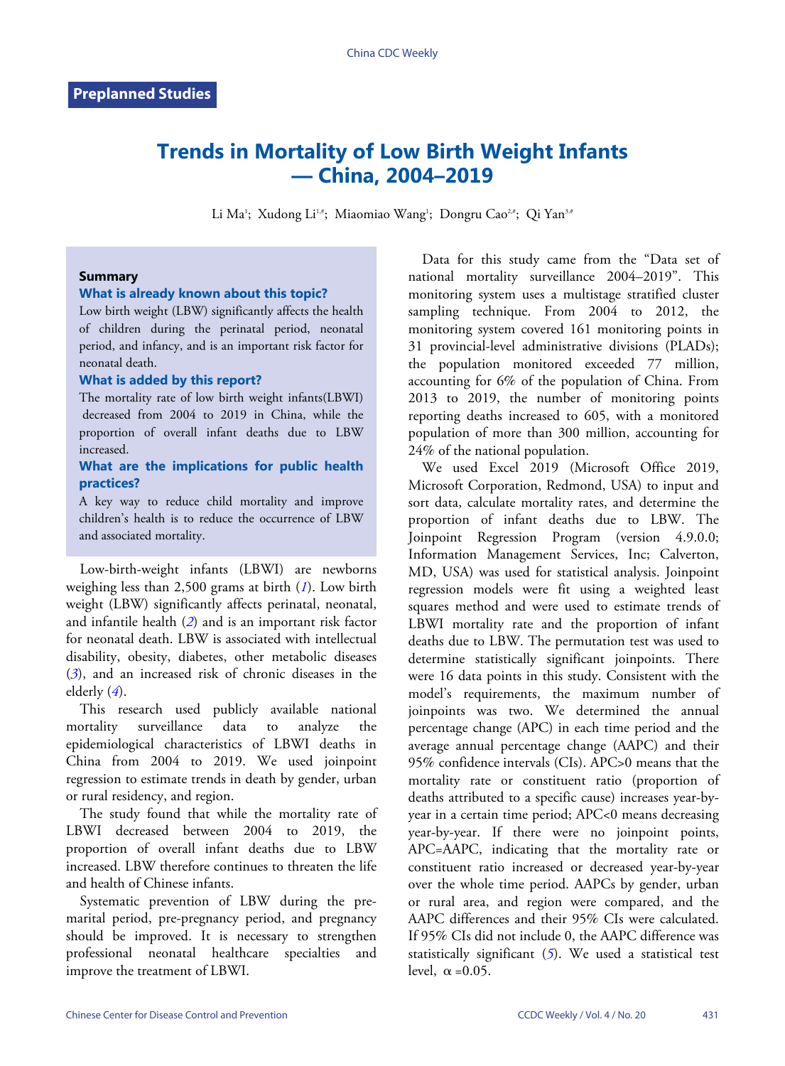Preplanned Studies

# Trends in Mortality of Low Birth Weight Infants — China, 2004–2019

Li Ma[1]; Xudong Li[1,#]; Miaomiao Wang[1]; Dongru Cao[2,#]; Qi Yan[3,#]

## Summary

### What is already known about this topic?

Low birth weight (LBW) significantly affects the health of children during the perinatal period, neonatal period, and infancy, and is an important risk factor for neonatal death.

### What is added by this report?

The mortality rate of low birth weight infants(LBWI) decreased from 2004 to 2019 in China, while the proportion of overall infant deaths due to LBW increased.

### What are the implications for public health practices?

A key way to reduce child mortality and improve children's health is to reduce the occurrence of LBW and associated mortality.

Low-birth-weight infants (LBWI) are newborns weighing less than 2,500 grams at birth (*1*). Low birth weight (LBW) significantly affects perinatal, neonatal, and infantile health (*2*) and is an important risk factor for neonatal death. LBW is associated with intellectual disability, obesity, diabetes, other metabolic diseases (*3*), and an increased risk of chronic diseases in the elderly (*4*).

This research used publicly available national mortality surveillance data to analyze the epidemiological characteristics of LBWI deaths in China from 2004 to 2019. We used joinpoint regression to estimate trends in death by gender, urban or rural residency, and region.

The study found that while the mortality rate of LBWI decreased between 2004 to 2019, the proportion of overall infant deaths due to LBW increased. LBW therefore continues to threaten the life and health of Chinese infants.

Systematic prevention of LBW during the pre-marital period, pre-pregnancy period, and pregnancy should be improved. It is necessary to strengthen professional neonatal healthcare specialties and improve the treatment of LBWI.

Data for this study came from the "Data set of national mortality surveillance 2004–2019". This monitoring system uses a multistage stratified cluster sampling technique. From 2004 to 2012, the monitoring system covered 161 monitoring points in 31 provincial-level administrative divisions (PLADs); the population monitored exceeded 77 million, accounting for 6% of the population of China. From 2013 to 2019, the number of monitoring points reporting deaths increased to 605, with a monitored population of more than 300 million, accounting for 24% of the national population.

We used Excel 2019 (Microsoft Office 2019, Microsoft Corporation, Redmond, USA) to input and sort data, calculate mortality rates, and determine the proportion of infant deaths due to LBW. The Joinpoint Regression Program (version 4.9.0.0; Information Management Services, Inc; Calverton, MD, USA) was used for statistical analysis. Joinpoint regression models were fit using a weighted least squares method and were used to estimate trends of LBWI mortality rate and the proportion of infant deaths due to LBW. The permutation test was used to determine statistically significant joinpoints. There were 16 data points in this study. Consistent with the model's requirements, the maximum number of joinpoints was two. We determined the annual percentage change (APC) in each time period and the average annual percentage change (AAPC) and their 95% confidence intervals (CIs). APC>0 means that the mortality rate or constituent ratio (proportion of deaths attributed to a specific cause) increases year-by-year in a certain time period; APC<0 means decreasing year-by-year. If there were no joinpoint points, APC=AAPC, indicating that the mortality rate or constituent ratio increased or decreased year-by-year over the whole time period. AAPCs by gender, urban or rural area, and region were compared, and the AAPC differences and their 95% CIs were calculated. If 95% CIs did not include 0, the AAPC difference was statistically significant (*5*). We used a statistical test level, $\alpha$ =0.05.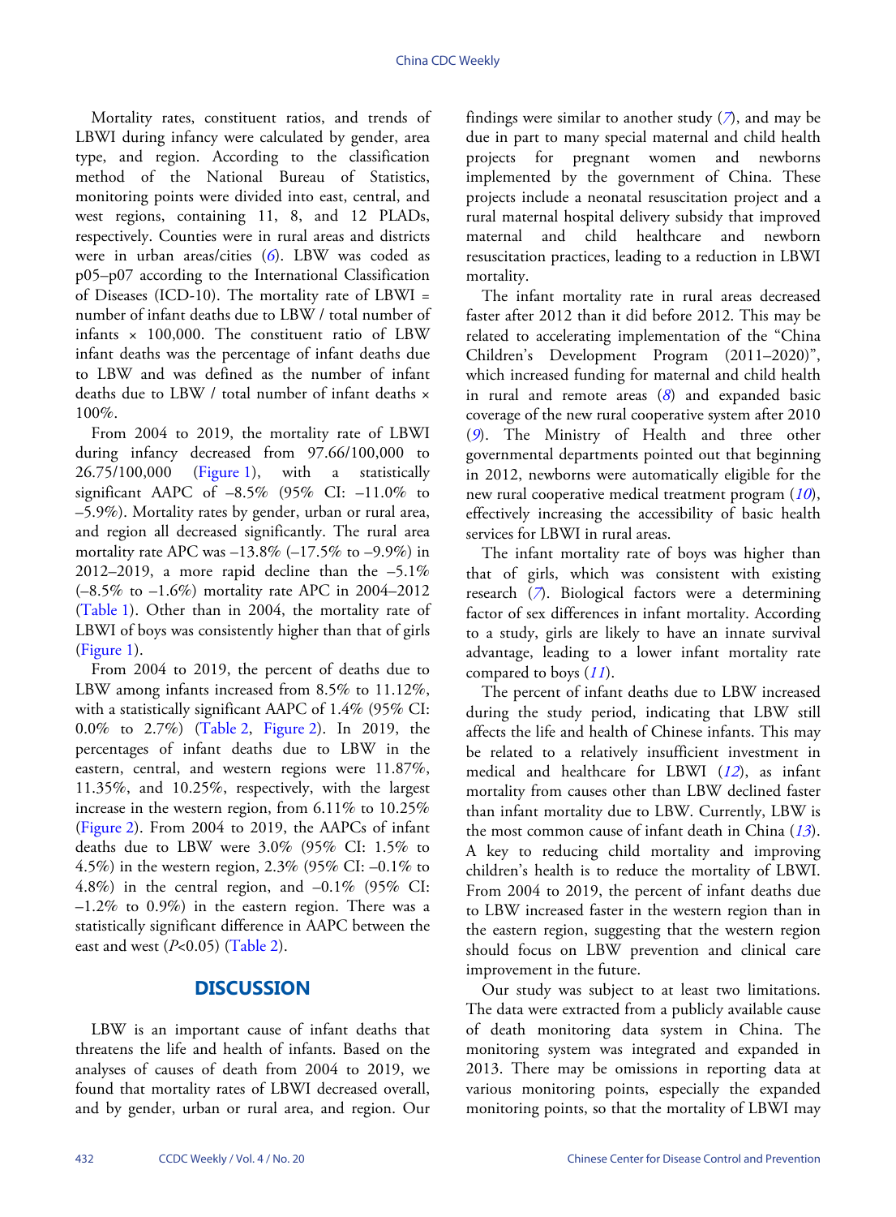Mortality rates, constituent ratios, and trends of LBWI during infancy were calculated by gender, area type, and region. According to the classification method of the National Bureau of Statistics, monitoring points were divided into east, central, and west regions, containing 11, 8, and 12 PLADs, respectively. Counties were in rural areas and districts were in urban areas/cities (*6*). LBW was coded as p05–p07 according to the International Classification of Diseases (ICD-10). The mortality rate of LBWI = number of infant deaths due to LBW / total number of infants × 100,000. The constituent ratio of LBW infant deaths was the percentage of infant deaths due to LBW and was defined as the number of infant deaths due to LBW / total number of infant deaths × 100%.

From 2004 to 2019, the mortality rate of LBWI during infancy decreased from 97.66/100,000 to 26.75/100,000 (Figure 1), with a statistically significant AAPC of –8.5% (95% CI: –11.0% to –5.9%). Mortality rates by gender, urban or rural area, and region all decreased significantly. The rural area mortality rate APC was –13.8% (–17.5% to –9.9%) in 2012–2019, a more rapid decline than the –5.1% (–8.5% to –1.6%) mortality rate APC in 2004–2012 (Table 1). Other than in 2004, the mortality rate of LBWI of boys was consistently higher than that of girls (Figure 1).

From 2004 to 2019, the percent of deaths due to LBW among infants increased from 8.5% to 11.12%, with a statistically significant AAPC of 1.4% (95% CI: 0.0% to 2.7%) (Table 2, Figure 2). In 2019, the percentages of infant deaths due to LBW in the eastern, central, and western regions were 11.87%, 11.35%, and 10.25%, respectively, with the largest increase in the western region, from 6.11% to 10.25% (Figure 2). From 2004 to 2019, the AAPCs of infant deaths due to LBW were 3.0% (95% CI: 1.5% to 4.5%) in the western region, 2.3% (95% CI: –0.1% to 4.8%) in the central region, and –0.1% (95% CI: –1.2% to 0.9%) in the eastern region. There was a statistically significant difference in AAPC between the east and west ($P$<0.05) (Table 2).

## DISCUSSION

LBW is an important cause of infant deaths that threatens the life and health of infants. Based on the analyses of causes of death from 2004 to 2019, we found that mortality rates of LBWI decreased overall, and by gender, urban or rural area, and region. Our findings were similar to another study (*7*), and may be due in part to many special maternal and child health projects for pregnant women and newborns implemented by the government of China. These projects include a neonatal resuscitation project and a rural maternal hospital delivery subsidy that improved maternal and child healthcare and newborn resuscitation practices, leading to a reduction in LBWI mortality.

The infant mortality rate in rural areas decreased faster after 2012 than it did before 2012. This may be related to accelerating implementation of the "China Children's Development Program (2011–2020)", which increased funding for maternal and child health in rural and remote areas (*8*) and expanded basic coverage of the new rural cooperative system after 2010 (*9*). The Ministry of Health and three other governmental departments pointed out that beginning in 2012, newborns were automatically eligible for the new rural cooperative medical treatment program (*10*), effectively increasing the accessibility of basic health services for LBWI in rural areas.

The infant mortality rate of boys was higher than that of girls, which was consistent with existing research (*7*). Biological factors were a determining factor of sex differences in infant mortality. According to a study, girls are likely to have an innate survival advantage, leading to a lower infant mortality rate compared to boys (*11*).

The percent of infant deaths due to LBW increased during the study period, indicating that LBW still affects the life and health of Chinese infants. This may be related to a relatively insufficient investment in medical and healthcare for LBWI (*12*), as infant mortality from causes other than LBW declined faster than infant mortality due to LBW. Currently, LBW is the most common cause of infant death in China (*13*). A key to reducing child mortality and improving children's health is to reduce the mortality of LBWI. From 2004 to 2019, the percent of infant deaths due to LBW increased faster in the western region than in the eastern region, suggesting that the western region should focus on LBW prevention and clinical care improvement in the future.

Our study was subject to at least two limitations. The data were extracted from a publicly available cause of death monitoring data system in China. The monitoring system was integrated and expanded in 2013. There may be omissions in reporting data at various monitoring points, especially the expanded monitoring points, so that the mortality of LBWI may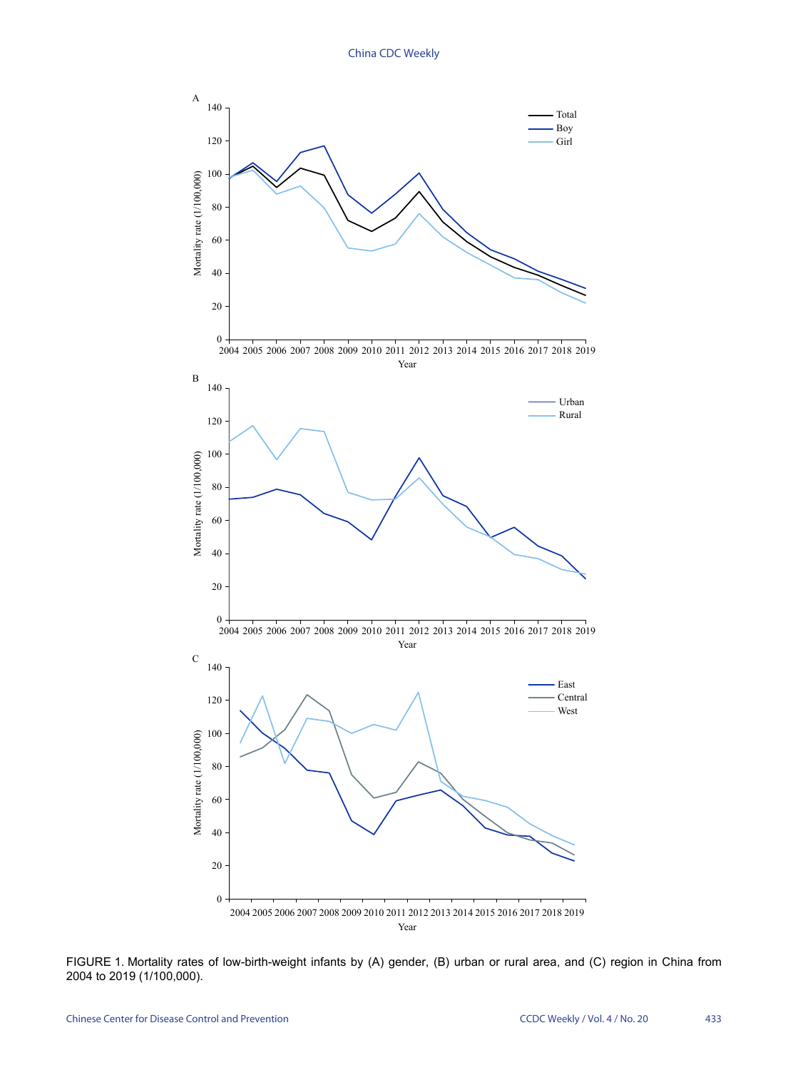FIGURE 1. Mortality rates of low-birth-weight infants by (A) gender, (B) urban or rural area, and (C) region in China from 2004 to 2019 (1/100,000).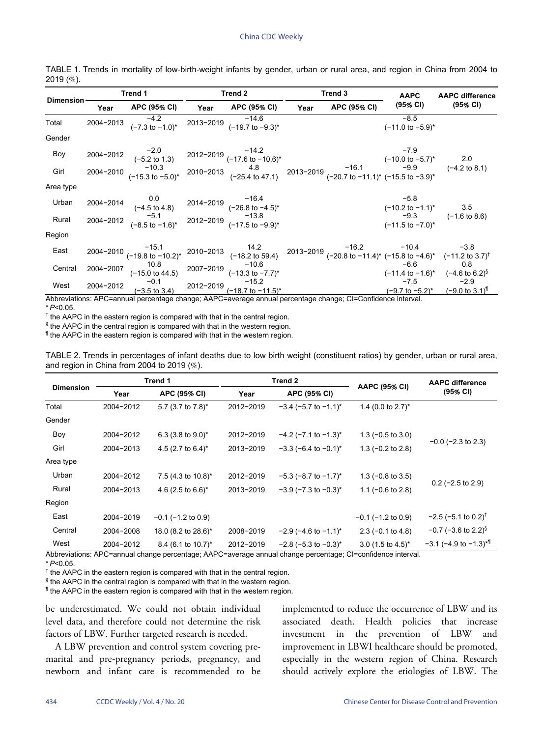TABLE 1. Trends in mortality of low-birth-weight infants by gender, urban or rural area, and region in China from 2004 to 2019 (%).

| Dimension | Trend 1 | | Trend 2 | | Trend 3 | | AAPC (95% CI) | AAPC difference (95% CI) |
|---|---|---|---|---|---|---|---|---|
| | Year | APC (95% CI) | Year | APC (95% CI) | Year | APC (95% CI) | | |
| Total | 2004–2013 | −4.2 (−7.3 to −1.0)* | 2013–2019 | −14.6 (−19.7 to −9.3)* | | | −8.5 (−11.0 to −5.9)* | |
| Gender | | | | | | | | |
| Boy | 2004–2012 | −2.0 (−5.2 to 1.3) | 2012–2019 | −14.2 (−17.6 to −10.6)* | | | −7.9 (−10.0 to −5.7)* | 2.0 (−4.2 to 8.1) |
| Girl | 2004–2010 | −10.3 (−15.3 to −5.0)* | 2010–2013 | 4.8 (−25.4 to 47.1) | 2013–2019 | −16.1 (−20.7 to −11.1)* | −9.9 (−15.5 to −3.9)* | |
| Area type | | | | | | | | |
| Urban | 2004–2014 | 0.0 (−4.5 to 4.8) | 2014–2019 | −16.4 (−26.8 to −4.5)* | | | −5.8 (−10.2 to −1.1)* | 3.5 (−1.6 to 8.6) |
| Rural | 2004–2012 | −5.1 (−8.5 to −1.6)* | 2012–2019 | −13.8 (−17.5 to −9.9)* | | | −9.3 (−11.5 to −7.0)* | |
| Region | | | | | | | | |
| East | 2004–2010 | −15.1 (−19.8 to −10.2)* | 2010–2013 | 14.2 (−18.2 to 59.4) | 2013–2019 | −16.2 (−20.8 to −11.4)* | −10.4 (−15.8 to −4.6)* | −3.8 (−11.2 to 3.7)[†] |
| Central | 2004–2007 | 10.8 (−15.0 to 44.5) | 2007–2019 | −10.6 (−13.3 to −7.7)* | | | −6.6 (−11.4 to −1.6)* | 0.8 (−4.6 to 6.2)[§] |
| West | 2004–2012 | −0.1 (−3.5 to 3.4) | 2012–2019 | −15.2 (−18.7 to −11.5)* | | | −7.5 (−9.7 to −5.2)* | −2.9 (−9.0 to 3.1)[¶] |

Abbreviations: APC=annual percentage change; AAPC=average annual percentage change; CI=Confidence interval.

* $P<0.05$.

[†] the AAPC in the eastern region is compared with that in the central region.

[§] the AAPC in the central region is compared with that in the western region.

[¶] the AAPC in the eastern region is compared with that in the western region.

TABLE 2. Trends in percentages of infant deaths due to low birth weight (constituent ratios) by gender, urban or rural area, and region in China from 2004 to 2019 (%).

| Dimension | Trend 1 | | Trend 2 | | AAPC (95% CI) | AAPC difference (95% CI) |
|---|---|---|---|---|---|---|
| | Year | APC (95% CI) | Year | APC (95% CI) | | |
| Total | 2004–2012 | 5.7 (3.7 to 7.8)* | 2012–2019 | −3.4 (−5.7 to −1.1)* | 1.4 (0.0 to 2.7)* | |
| Gender | | | | | | |
| Boy | 2004–2012 | 6.3 (3.8 to 9.0)* | 2012–2019 | −4.2 (−7.1 to −1.3)* | 1.3 (−0.5 to 3.0) | −0.0 (−2.3 to 2.3) |
| Girl | 2004–2013 | 4.5 (2.7 to 6.4)* | 2013–2019 | −3.3 (−6.4 to −0.1)* | 1.3 (−0.2 to 2.8) | |
| Area type | | | | | | |
| Urban | 2004–2012 | 7.5 (4.3 to 10.8)* | 2012–2019 | −5.3 (−8.7 to −1.7)* | 1.3 (−0.8 to 3.5) | 0.2 (−2.5 to 2.9) |
| Rural | 2004–2013 | 4.6 (2.5 to 6.6)* | 2013–2019 | −3.9 (−7.3 to −0.3)* | 1.1 (−0.6 to 2.8) | |
| Region | | | | | | |
| East | 2004–2019 | −0.1 (−1.2 to 0.9) | | | −0.1 (−1.2 to 0.9) | −2.5 (−5.1 to 0.2)[†] |
| Central | 2004–2008 | 18.0 (8.2 to 28.6)* | 2008–2019 | −2.9 (−4.6 to −1.1)* | 2.3 (−0.1 to 4.8) | −0.7 (−3.6 to 2.2)[§] |
| West | 2004–2012 | 8.4 (6.1 to 10.7)* | 2012–2019 | −2.8 (−5.3 to −0.3)* | 3.0 (1.5 to 4.5)* | −3.1 (−4.9 to −1.3)*[¶] |

Abbreviations: APC=annual change percentage; AAPC=average annual change percentage; CI=confidence interval.

* $P<0.05$.

[†] the AAPC in the eastern region is compared with that in the central region.

[§] the AAPC in the central region is compared with that in the western region.

[¶] the AAPC in the eastern region is compared with that in the western region.

be underestimated. We could not obtain individual level data, and therefore could not determine the risk factors of LBW. Further targeted research is needed.

A LBW prevention and control system covering pre-marital and pre-pregnancy periods, pregnancy, and newborn and infant care is recommended to be implemented to reduce the occurrence of LBW and its associated death. Health policies that increase investment in the prevention of LBW and improvement in LBWI healthcare should be promoted, especially in the western region of China. Research should actively explore the etiologies of LBW. The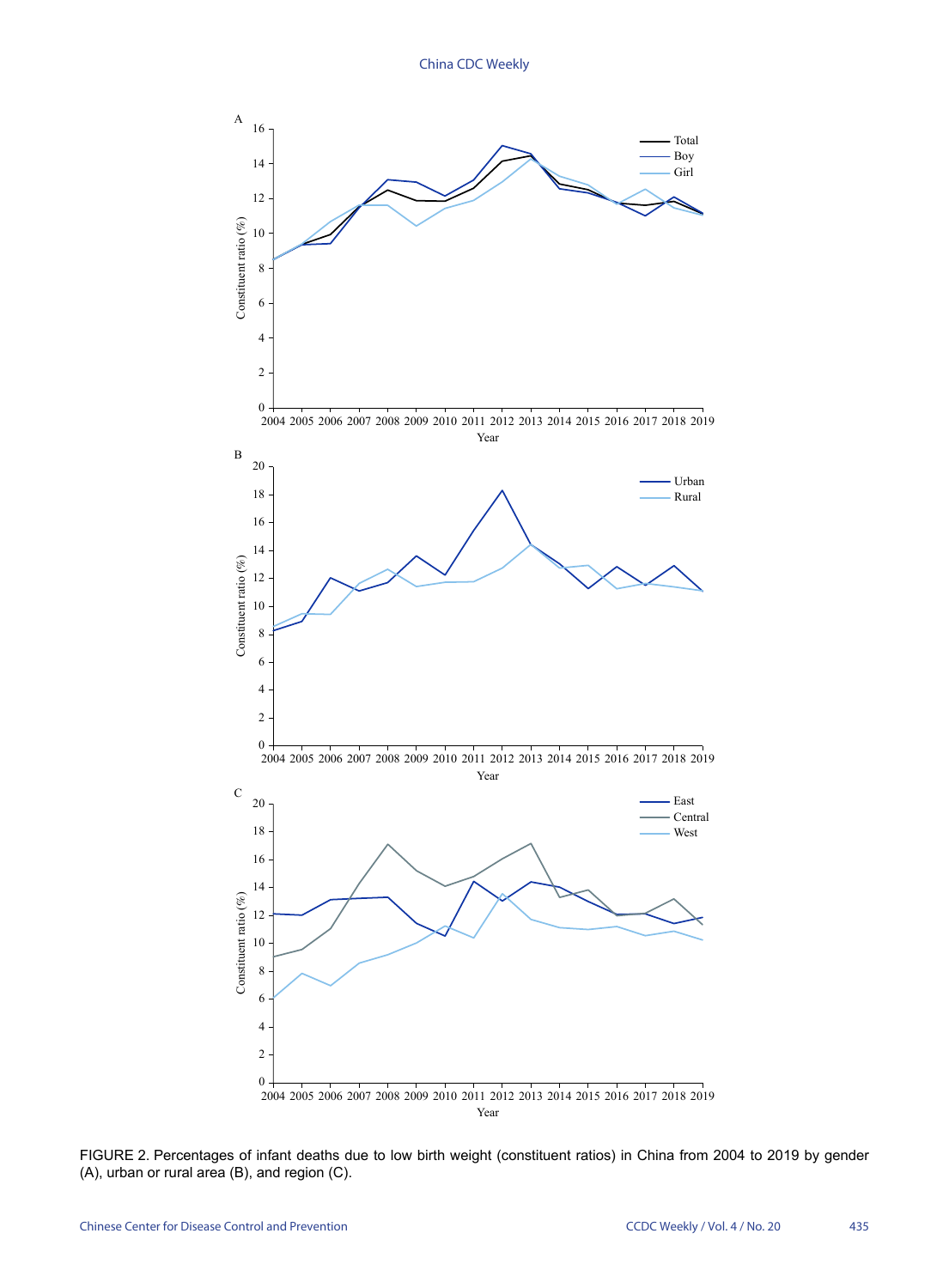FIGURE 2. Percentages of infant deaths due to low birth weight (constituent ratios) in China from 2004 to 2019 by gender (A), urban or rural area (B), and region (C).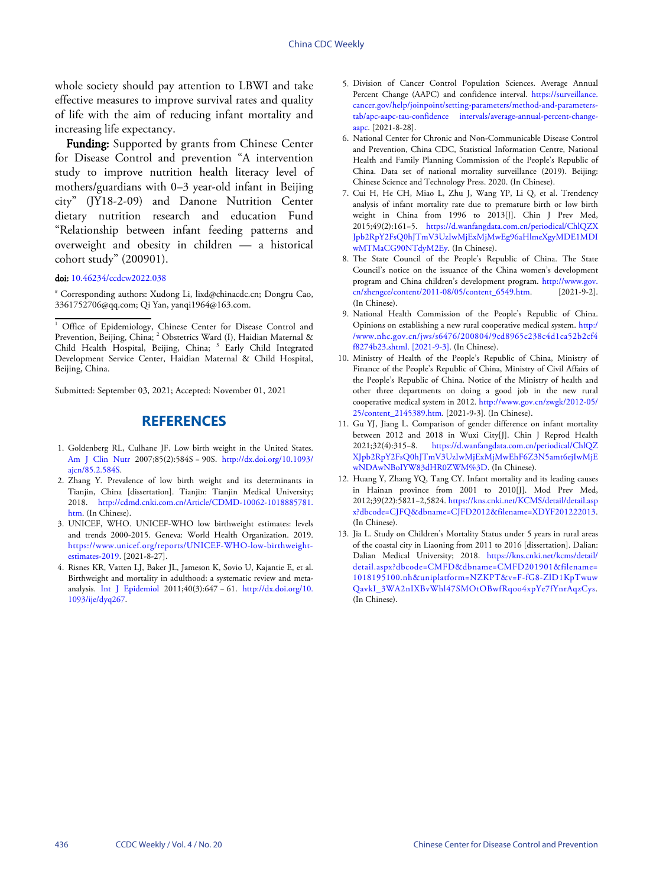whole society should pay attention to LBWI and take effective measures to improve survival rates and quality of life with the aim of reducing infant mortality and increasing life expectancy.

**Funding:** Supported by grants from Chinese Center for Disease Control and prevention "A intervention study to improve nutrition health literacy level of mothers/guardians with 0–3 year-old infant in Beijing city" (JY18-2-09) and Danone Nutrition Center dietary nutrition research and education Fund "Relationship between infant feeding patterns and overweight and obesity in children — a historical cohort study" (200901).

**doi:** 10.46234/ccdcw2022.038

# Corresponding authors: Xudong Li, lixd@chinacdc.cn; Dongru Cao, 3361752706@qq.com; Qi Yan, yanqi1964@163.com.

[1] Office of Epidemiology, Chinese Center for Disease Control and Prevention, Beijing, China; [2] Obstetrics Ward (I), Haidian Maternal & Child Health Hospital, Beijing, China; [3] Early Child Integrated Development Service Center, Haidian Maternal & Child Hospital, Beijing, China.

Submitted: September 03, 2021; Accepted: November 01, 2021

## REFERENCES

1. Goldenberg RL, Culhane JF. Low birth weight in the United States. Am J Clin Nutr 2007;85(2):584S – 90S. http://dx.doi.org/10.1093/ajcn/85.2.584S.
2. Zhang Y. Prevalence of low birth weight and its determinants in Tianjin, China [dissertation]. Tianjin: Tianjin Medical University; 2018. http://cdmd.cnki.com.cn/Article/CDMD-10062-1018885781.htm. (In Chinese).
3. UNICEF, WHO. UNICEF-WHO low birthweight estimates: levels and trends 2000-2015. Geneva: World Health Organization. 2019. https://www.unicef.org/reports/UNICEF-WHO-low-birthweight-estimates-2019. [2021-8-27].
4. Risnes KR, Vatten LJ, Baker JL, Jameson K, Sovio U, Kajantie E, et al. Birthweight and mortality in adulthood: a systematic review and meta-analysis. Int J Epidemiol 2011;40(3):647 – 61. http://dx.doi.org/10.1093/ije/dyq267.
5. Division of Cancer Control Population Sciences. Average Annual Percent Change (AAPC) and confidence interval. https://surveillance.cancer.gov/help/joinpoint/setting-parameters/method-and-parameters-tab/apc-aapc-tau-confidence intervals/average-annual-percent-change-aapc. [2021-8-28].
6. National Center for Chronic and Non-Communicable Disease Control and Prevention, China CDC, Statistical Information Centre, National Health and Family Planning Commission of the People's Republic of China. Data set of national mortality surveillance (2019). Beijing: Chinese Science and Technology Press. 2020. (In Chinese).
7. Cui H, He CH, Miao L, Zhu J, Wang YP, Li Q, et al. Trendency analysis of infant mortality rate due to premature birth or low birth weight in China from 1996 to 2013[J]. Chin J Prev Med, 2015;49(2):161–5. https://d.wanfangdata.com.cn/periodical/ChlQZXJpb2RpY2FsQ0hJTmV3UzIwMjExMjMwEg96aHlmeXgyMDE1MDIwMTMaCG90NTdyM2Ey. (In Chinese).
8. The State Council of the People's Republic of China. The State Council's notice on the issuance of the China women's development program and China children's development program. http://www.gov.cn/zhengce/content/2011-08/05/content_6549.htm. [2021-9-2]. (In Chinese).
9. National Health Commission of the People's Republic of China. Opinions on establishing a new rural cooperative medical system. http://www.nhc.gov.cn/jws/s6476/200804/9cd8965c238c4d1ca52b2cf4f8274b23.shtml. [2021-9-3]. (In Chinese).
10. Ministry of Health of the People's Republic of China, Ministry of Finance of the People's Republic of China, Ministry of Civil Affairs of the People's Republic of China. Notice of the Ministry of health and other three departments on doing a good job in the new rural cooperative medical system in 2012. http://www.gov.cn/zwgk/2012-05/25/content_2145389.htm. [2021-9-3]. (In Chinese).
11. Gu YJ, Jiang L. Comparison of gender difference on infant mortality between 2012 and 2018 in Wuxi City[J]. Chin J Reprod Health 2021;32(4):315–8. https://d.wanfangdata.com.cn/periodical/ChlQZXJpb2RpY2FsQ0hJTmV3UzIwMjExMjMwEhF6Z3N5amt6ejIwMjEwNDAwNBoIYW83dHR0ZWM%3D. (In Chinese).
12. Huang Y, Zhang YQ, Tang CY. Infant mortality and its leading causes in Hainan province from 2001 to 2010[J]. Mod Prev Med, 2012;39(22):5821–2,5824. https://kns.cnki.net/KCMS/detail/detail.aspx?dbcode=CJFQ&dbname=CJFD2012&filename=XDYF201222013. (In Chinese).
13. Jia L. Study on Children's Mortality Status under 5 years in rural areas of the coastal city in Liaoning from 2011 to 2016 [dissertation]. Dalian: Dalian Medical University; 2018. https://kns.cnki.net/kcms/detail/detail.aspx?dbcode=CMFD&dbname=CMFD201901&filename=1018195100.nh&uniplatform=NZKPT&v=F-fG8-ZlD1KpTwuwQavkI_3WA2nIXBvWhl47SMOtOBwfRqoo4xpYe7fYnrAqzCys. (In Chinese).